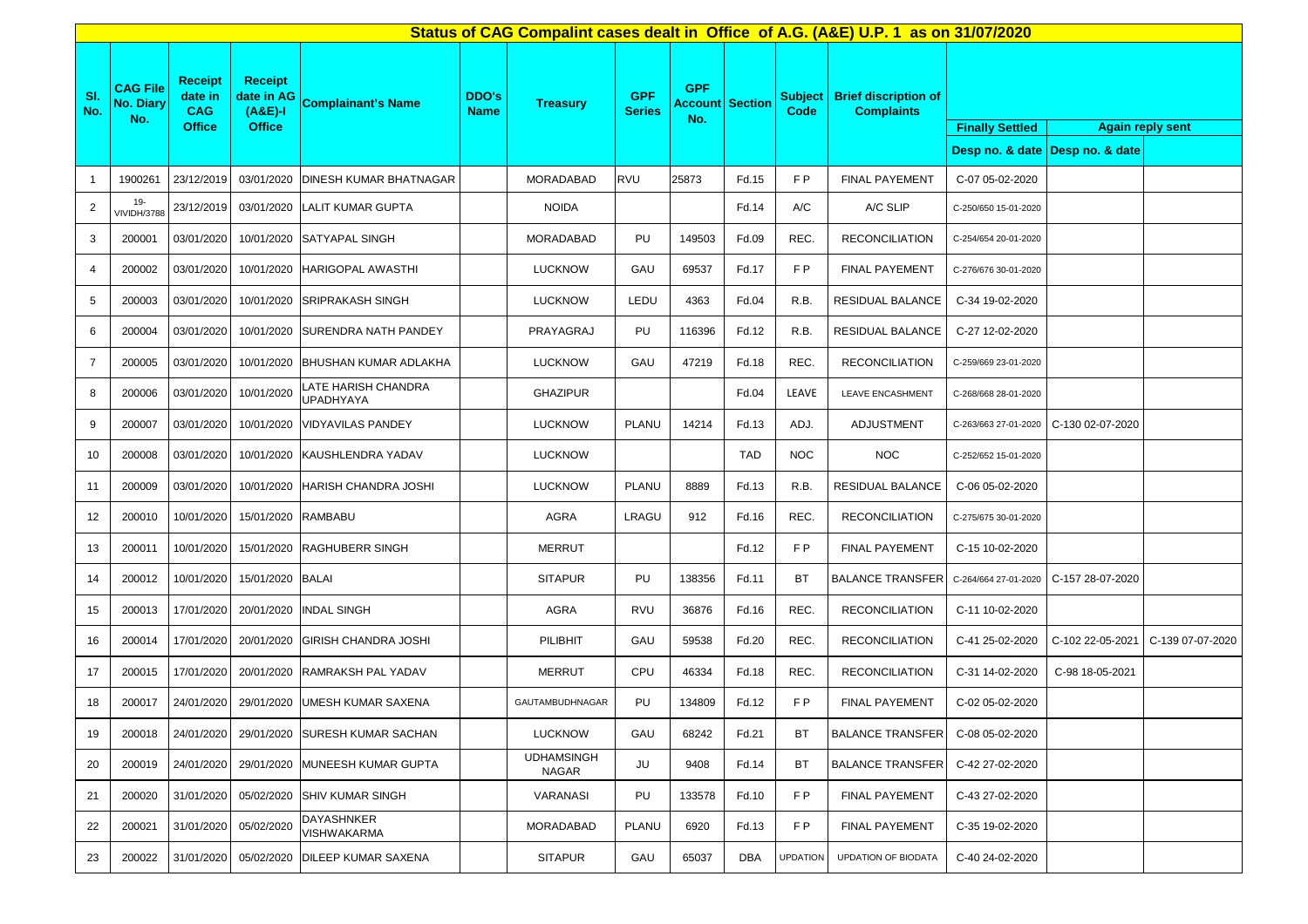# Status of CAG Compalint cases dealt in Office of A.G. (A&E) U.P. 1 as on 31/07/2020

| Sl. No. | CAG File No. Diary No. | Receipt date in CAG Office | Receipt date in AG (A&E)-I Office | Complainant's Name | DDO's Name | Treasury | GPF Series | GPF Account No. | Section | Subject Code | Brief discription of Complaints | Finally Settled | Again reply sent | |
|---|---|---|---|---|---|---|---|---|---|---|---|---|---|---|
| | | | | | | | | | | | | Desp no. & date | Desp no. & date | |
| 1 | 1900261 | 23/12/2019 | 03/01/2020 | DINESH KUMAR BHATNAGAR | | MORADABAD | RVU | 25873 | Fd.15 | F P | FINAL PAYEMENT | C-07 05-02-2020 | | |
| 2 | 19-VIVIDH/3788 | 23/12/2019 | 03/01/2020 | LALIT KUMAR GUPTA | | NOIDA | | | Fd.14 | A/C | A/C SLIP | C-250/650 15-01-2020 | | |
| 3 | 200001 | 03/01/2020 | 10/01/2020 | SATYAPAL SINGH | | MORADABAD | PU | 149503 | Fd.09 | REC. | RECONCILIATION | C-254/654 20-01-2020 | | |
| 4 | 200002 | 03/01/2020 | 10/01/2020 | HARIGOPAL AWASTHI | | LUCKNOW | GAU | 69537 | Fd.17 | F P | FINAL PAYEMENT | C-276/676 30-01-2020 | | |
| 5 | 200003 | 03/01/2020 | 10/01/2020 | SRIPRAKASH SINGH | | LUCKNOW | LEDU | 4363 | Fd.04 | R.B. | RESIDUAL BALANCE | C-34 19-02-2020 | | |
| 6 | 200004 | 03/01/2020 | 10/01/2020 | SURENDRA NATH PANDEY | | PRAYAGRAJ | PU | 116396 | Fd.12 | R.B. | RESIDUAL BALANCE | C-27 12-02-2020 | | |
| 7 | 200005 | 03/01/2020 | 10/01/2020 | BHUSHAN KUMAR ADLAKHA | | LUCKNOW | GAU | 47219 | Fd.18 | REC. | RECONCILIATION | C-259/669 23-01-2020 | | |
| 8 | 200006 | 03/01/2020 | 10/01/2020 | LATE HARISH CHANDRA UPADHYAYA | | GHAZIPUR | | | Fd.04 | LEAVE | LEAVE ENCASHMENT | C-268/668 28-01-2020 | | |
| 9 | 200007 | 03/01/2020 | 10/01/2020 | VIDYAVILAS PANDEY | | LUCKNOW | PLANU | 14214 | Fd.13 | ADJ. | ADJUSTMENT | C-263/663 27-01-2020 | C-130 02-07-2020 | |
| 10 | 200008 | 03/01/2020 | 10/01/2020 | KAUSHLENDRA YADAV | | LUCKNOW | | | TAD | NOC | NOC | C-252/652 15-01-2020 | | |
| 11 | 200009 | 03/01/2020 | 10/01/2020 | HARISH CHANDRA JOSHI | | LUCKNOW | PLANU | 8889 | Fd.13 | R.B. | RESIDUAL BALANCE | C-06 05-02-2020 | | |
| 12 | 200010 | 10/01/2020 | 15/01/2020 | RAMBABU | | AGRA | LRAGU | 912 | Fd.16 | REC. | RECONCILIATION | C-275/675 30-01-2020 | | |
| 13 | 200011 | 10/01/2020 | 15/01/2020 | RAGHUBERR SINGH | | MERRUT | | | Fd.12 | F P | FINAL PAYEMENT | C-15 10-02-2020 | | |
| 14 | 200012 | 10/01/2020 | 15/01/2020 | BALAI | | SITAPUR | PU | 138356 | Fd.11 | BT | BALANCE TRANSFER | C-264/664 27-01-2020 | C-157 28-07-2020 | |
| 15 | 200013 | 17/01/2020 | 20/01/2020 | INDAL SINGH | | AGRA | RVU | 36876 | Fd.16 | REC. | RECONCILIATION | C-11 10-02-2020 | | |
| 16 | 200014 | 17/01/2020 | 20/01/2020 | GIRISH CHANDRA JOSHI | | PILIBHIT | GAU | 59538 | Fd.20 | REC. | RECONCILIATION | C-41 25-02-2020 | C-102 22-05-2021 | C-139 07-07-2020 |
| 17 | 200015 | 17/01/2020 | 20/01/2020 | RAMRAKSH PAL YADAV | | MERRUT | CPU | 46334 | Fd.18 | REC. | RECONCILIATION | C-31 14-02-2020 | C-98 18-05-2021 | |
| 18 | 200017 | 24/01/2020 | 29/01/2020 | UMESH KUMAR SAXENA | | GAUTAMBUDHNAGAR | PU | 134809 | Fd.12 | F P | FINAL PAYEMENT | C-02 05-02-2020 | | |
| 19 | 200018 | 24/01/2020 | 29/01/2020 | SURESH KUMAR SACHAN | | LUCKNOW | GAU | 68242 | Fd.21 | BT | BALANCE TRANSFER | C-08 05-02-2020 | | |
| 20 | 200019 | 24/01/2020 | 29/01/2020 | MUNEESH KUMAR GUPTA | | UDHAMSINGH NAGAR | JU | 9408 | Fd.14 | BT | BALANCE TRANSFER | C-42 27-02-2020 | | |
| 21 | 200020 | 31/01/2020 | 05/02/2020 | SHIV KUMAR SINGH | | VARANASI | PU | 133578 | Fd.10 | F P | FINAL PAYEMENT | C-43 27-02-2020 | | |
| 22 | 200021 | 31/01/2020 | 05/02/2020 | DAYASHNKER VISHWAKARMA | | MORADABAD | PLANU | 6920 | Fd.13 | F P | FINAL PAYEMENT | C-35 19-02-2020 | | |
| 23 | 200022 | 31/01/2020 | 05/02/2020 | DILEEP KUMAR SAXENA | | SITAPUR | GAU | 65037 | DBA | UPDATION | UPDATION OF BIODATA | C-40 24-02-2020 | | |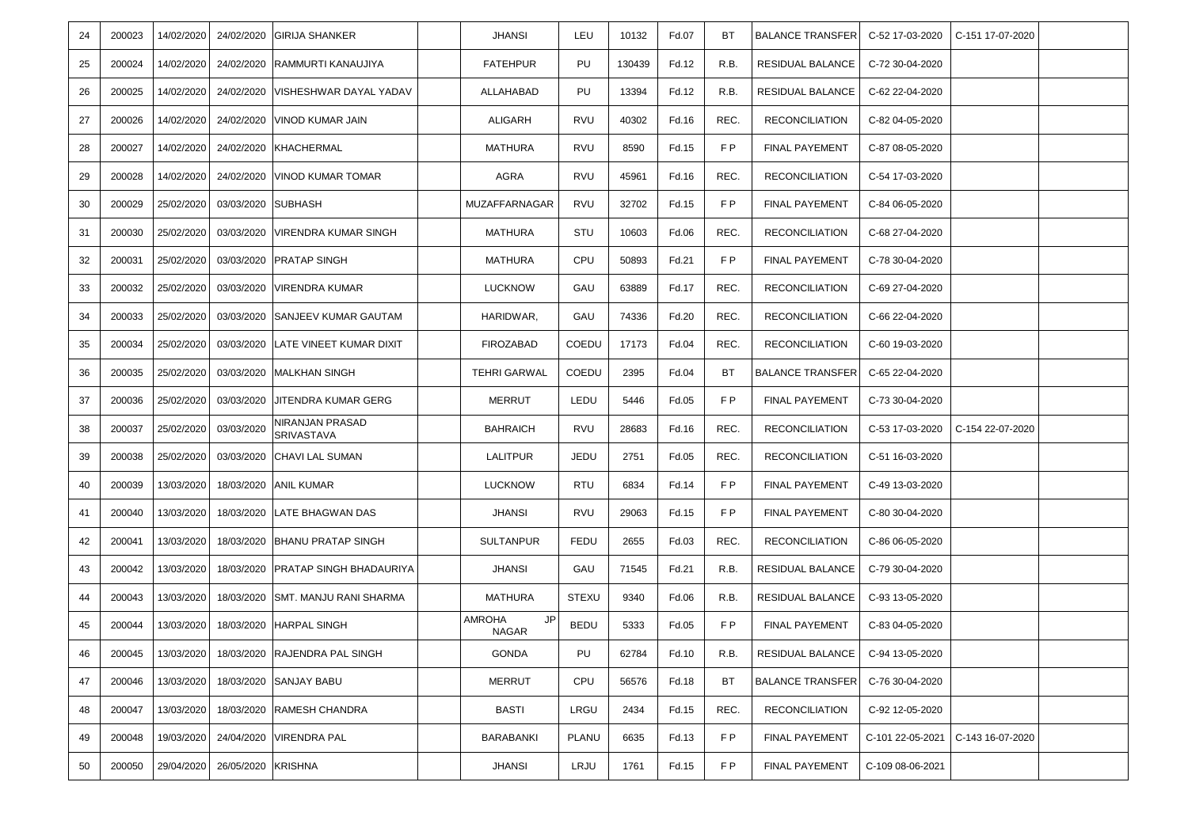| | | | | | | | | | | | | | | | |
|---|---|---|---|---|---|---|---|---|---|---|---|---|---|---|---|
| 24 | 200023 | 14/02/2020 | 24/02/2020 | GIRIJA SHANKER | | JHANSI | LEU | 10132 | Fd.07 | BT | BALANCE TRANSFER | C-52 17-03-2020 | C-151 17-07-2020 | |
| 25 | 200024 | 14/02/2020 | 24/02/2020 | RAMMURTI KANAUJIYA | | FATEHPUR | PU | 130439 | Fd.12 | R.B. | RESIDUAL BALANCE | C-72 30-04-2020 | | |
| 26 | 200025 | 14/02/2020 | 24/02/2020 | VISHESHWAR DAYAL YADAV | | ALLAHABAD | PU | 13394 | Fd.12 | R.B. | RESIDUAL BALANCE | C-62 22-04-2020 | | |
| 27 | 200026 | 14/02/2020 | 24/02/2020 | VINOD KUMAR JAIN | | ALIGARH | RVU | 40302 | Fd.16 | REC. | RECONCILIATION | C-82 04-05-2020 | | |
| 28 | 200027 | 14/02/2020 | 24/02/2020 | KHACHERMAL | | MATHURA | RVU | 8590 | Fd.15 | F P | FINAL PAYEMENT | C-87 08-05-2020 | | |
| 29 | 200028 | 14/02/2020 | 24/02/2020 | VINOD KUMAR TOMAR | | AGRA | RVU | 45961 | Fd.16 | REC. | RECONCILIATION | C-54 17-03-2020 | | |
| 30 | 200029 | 25/02/2020 | 03/03/2020 | SUBHASH | | MUZAFFARNAGAR | RVU | 32702 | Fd.15 | F P | FINAL PAYEMENT | C-84 06-05-2020 | | |
| 31 | 200030 | 25/02/2020 | 03/03/2020 | VIRENDRA KUMAR SINGH | | MATHURA | STU | 10603 | Fd.06 | REC. | RECONCILIATION | C-68 27-04-2020 | | |
| 32 | 200031 | 25/02/2020 | 03/03/2020 | PRATAP SINGH | | MATHURA | CPU | 50893 | Fd.21 | F P | FINAL PAYEMENT | C-78 30-04-2020 | | |
| 33 | 200032 | 25/02/2020 | 03/03/2020 | VIRENDRA KUMAR | | LUCKNOW | GAU | 63889 | Fd.17 | REC. | RECONCILIATION | C-69 27-04-2020 | | |
| 34 | 200033 | 25/02/2020 | 03/03/2020 | SANJEEV KUMAR GAUTAM | | HARIDWAR, | GAU | 74336 | Fd.20 | REC. | RECONCILIATION | C-66 22-04-2020 | | |
| 35 | 200034 | 25/02/2020 | 03/03/2020 | LATE VINEET KUMAR DIXIT | | FIROZABAD | COEDU | 17173 | Fd.04 | REC. | RECONCILIATION | C-60 19-03-2020 | | |
| 36 | 200035 | 25/02/2020 | 03/03/2020 | MALKHAN SINGH | | TEHRI GARWAL | COEDU | 2395 | Fd.04 | BT | BALANCE TRANSFER | C-65 22-04-2020 | | |
| 37 | 200036 | 25/02/2020 | 03/03/2020 | JITENDRA KUMAR GERG | | MERRUT | LEDU | 5446 | Fd.05 | F P | FINAL PAYEMENT | C-73 30-04-2020 | | |
| 38 | 200037 | 25/02/2020 | 03/03/2020 | NIRANJAN PRASAD SRIVASTAVA | | BAHRAICH | RVU | 28683 | Fd.16 | REC. | RECONCILIATION | C-53 17-03-2020 | C-154 22-07-2020 | |
| 39 | 200038 | 25/02/2020 | 03/03/2020 | CHAVI LAL SUMAN | | LALITPUR | JEDU | 2751 | Fd.05 | REC. | RECONCILIATION | C-51 16-03-2020 | | |
| 40 | 200039 | 13/03/2020 | 18/03/2020 | ANIL KUMAR | | LUCKNOW | RTU | 6834 | Fd.14 | F P | FINAL PAYEMENT | C-49 13-03-2020 | | |
| 41 | 200040 | 13/03/2020 | 18/03/2020 | LATE BHAGWAN DAS | | JHANSI | RVU | 29063 | Fd.15 | F P | FINAL PAYEMENT | C-80 30-04-2020 | | |
| 42 | 200041 | 13/03/2020 | 18/03/2020 | BHANU PRATAP SINGH | | SULTANPUR | FEDU | 2655 | Fd.03 | REC. | RECONCILIATION | C-86 06-05-2020 | | |
| 43 | 200042 | 13/03/2020 | 18/03/2020 | PRATAP SINGH BHADAURIYA | | JHANSI | GAU | 71545 | Fd.21 | R.B. | RESIDUAL BALANCE | C-79 30-04-2020 | | |
| 44 | 200043 | 13/03/2020 | 18/03/2020 | SMT. MANJU RANI SHARMA | | MATHURA | STEXU | 9340 | Fd.06 | R.B. | RESIDUAL BALANCE | C-93 13-05-2020 | | |
| 45 | 200044 | 13/03/2020 | 18/03/2020 | HARPAL SINGH | | AMROHA JP NAGAR | BEDU | 5333 | Fd.05 | F P | FINAL PAYEMENT | C-83 04-05-2020 | | |
| 46 | 200045 | 13/03/2020 | 18/03/2020 | RAJENDRA PAL SINGH | | GONDA | PU | 62784 | Fd.10 | R.B. | RESIDUAL BALANCE | C-94 13-05-2020 | | |
| 47 | 200046 | 13/03/2020 | 18/03/2020 | SANJAY BABU | | MERRUT | CPU | 56576 | Fd.18 | BT | BALANCE TRANSFER | C-76 30-04-2020 | | |
| 48 | 200047 | 13/03/2020 | 18/03/2020 | RAMESH CHANDRA | | BASTI | LRGU | 2434 | Fd.15 | REC. | RECONCILIATION | C-92 12-05-2020 | | |
| 49 | 200048 | 19/03/2020 | 24/04/2020 | VIRENDRA PAL | | BARABANKI | PLANU | 6635 | Fd.13 | F P | FINAL PAYEMENT | C-101 22-05-2021 | C-143 16-07-2020 | |
| 50 | 200050 | 29/04/2020 | 26/05/2020 | KRISHNA | | JHANSI | LRJU | 1761 | Fd.15 | F P | FINAL PAYEMENT | C-109 08-06-2021 | | |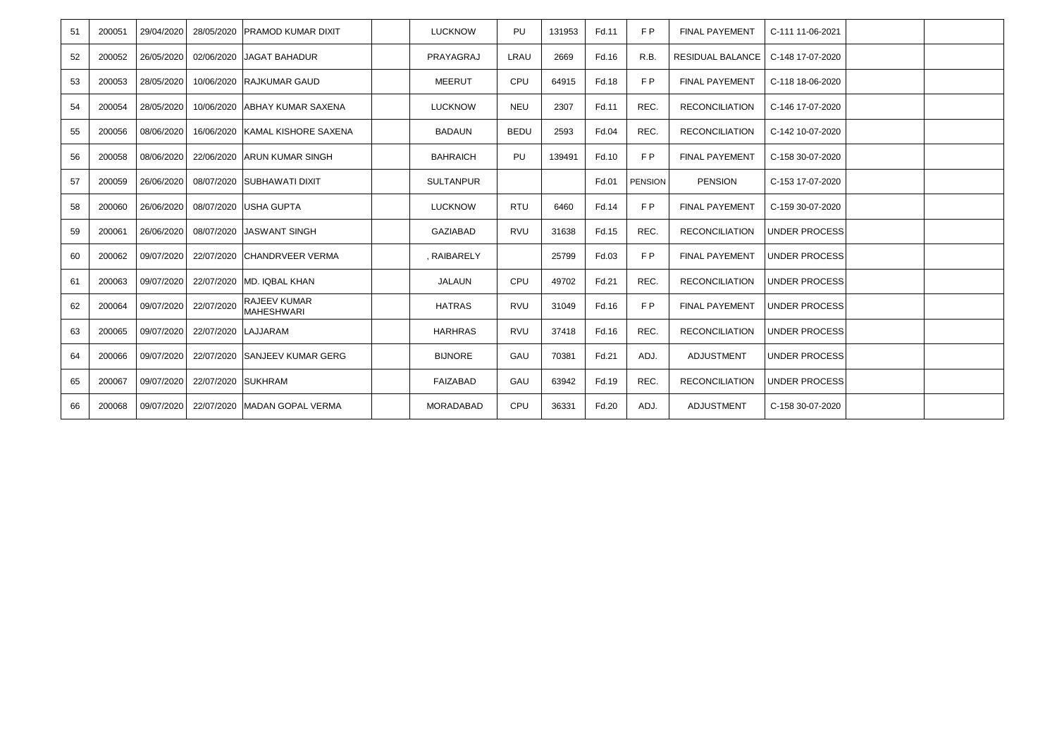| | | | | | | | | | | | | | | | |
|---|---|---|---|---|---|---|---|---|---|---|---|---|---|---|---|
| 51 | 200051 | 29/04/2020 | 28/05/2020 | PRAMOD KUMAR DIXIT | | LUCKNOW | PU | 131953 | Fd.11 | F P | FINAL PAYEMENT | C-111 11-06-2021 | | |
| 52 | 200052 | 26/05/2020 | 02/06/2020 | JAGAT BAHADUR | | PRAYAGRAJ | LRAU | 2669 | Fd.16 | R.B. | RESIDUAL BALANCE | C-148 17-07-2020 | | |
| 53 | 200053 | 28/05/2020 | 10/06/2020 | RAJKUMAR GAUD | | MEERUT | CPU | 64915 | Fd.18 | F P | FINAL PAYEMENT | C-118 18-06-2020 | | |
| 54 | 200054 | 28/05/2020 | 10/06/2020 | ABHAY KUMAR SAXENA | | LUCKNOW | NEU | 2307 | Fd.11 | REC. | RECONCILIATION | C-146 17-07-2020 | | |
| 55 | 200056 | 08/06/2020 | 16/06/2020 | KAMAL KISHORE SAXENA | | BADAUN | BEDU | 2593 | Fd.04 | REC. | RECONCILIATION | C-142 10-07-2020 | | |
| 56 | 200058 | 08/06/2020 | 22/06/2020 | ARUN KUMAR SINGH | | BAHRAICH | PU | 139491 | Fd.10 | F P | FINAL PAYEMENT | C-158 30-07-2020 | | |
| 57 | 200059 | 26/06/2020 | 08/07/2020 | SUBHAWATI DIXIT | | SULTANPUR | | | Fd.01 | PENSION | PENSION | C-153 17-07-2020 | | |
| 58 | 200060 | 26/06/2020 | 08/07/2020 | USHA GUPTA | | LUCKNOW | RTU | 6460 | Fd.14 | F P | FINAL PAYEMENT | C-159 30-07-2020 | | |
| 59 | 200061 | 26/06/2020 | 08/07/2020 | JASWANT SINGH | | GAZIABAD | RVU | 31638 | Fd.15 | REC. | RECONCILIATION | UNDER PROCESS | | |
| 60 | 200062 | 09/07/2020 | 22/07/2020 | CHANDRVEER VERMA | | , RAIBARELY | | 25799 | Fd.03 | F P | FINAL PAYEMENT | UNDER PROCESS | | |
| 61 | 200063 | 09/07/2020 | 22/07/2020 | MD. IQBAL KHAN | | JALAUN | CPU | 49702 | Fd.21 | REC. | RECONCILIATION | UNDER PROCESS | | |
| 62 | 200064 | 09/07/2020 | 22/07/2020 | RAJEEV KUMAR MAHESHWARI | | HATRAS | RVU | 31049 | Fd.16 | F P | FINAL PAYEMENT | UNDER PROCESS | | |
| 63 | 200065 | 09/07/2020 | 22/07/2020 | LAJJARAM | | HARHRAS | RVU | 37418 | Fd.16 | REC. | RECONCILIATION | UNDER PROCESS | | |
| 64 | 200066 | 09/07/2020 | 22/07/2020 | SANJEEV KUMAR GERG | | BIJNORE | GAU | 70381 | Fd.21 | ADJ. | ADJUSTMENT | UNDER PROCESS | | |
| 65 | 200067 | 09/07/2020 | 22/07/2020 | SUKHRAM | | FAIZABAD | GAU | 63942 | Fd.19 | REC. | RECONCILIATION | UNDER PROCESS | | |
| 66 | 200068 | 09/07/2020 | 22/07/2020 | MADAN GOPAL VERMA | | MORADABAD | CPU | 36331 | Fd.20 | ADJ. | ADJUSTMENT | C-158 30-07-2020 | | |